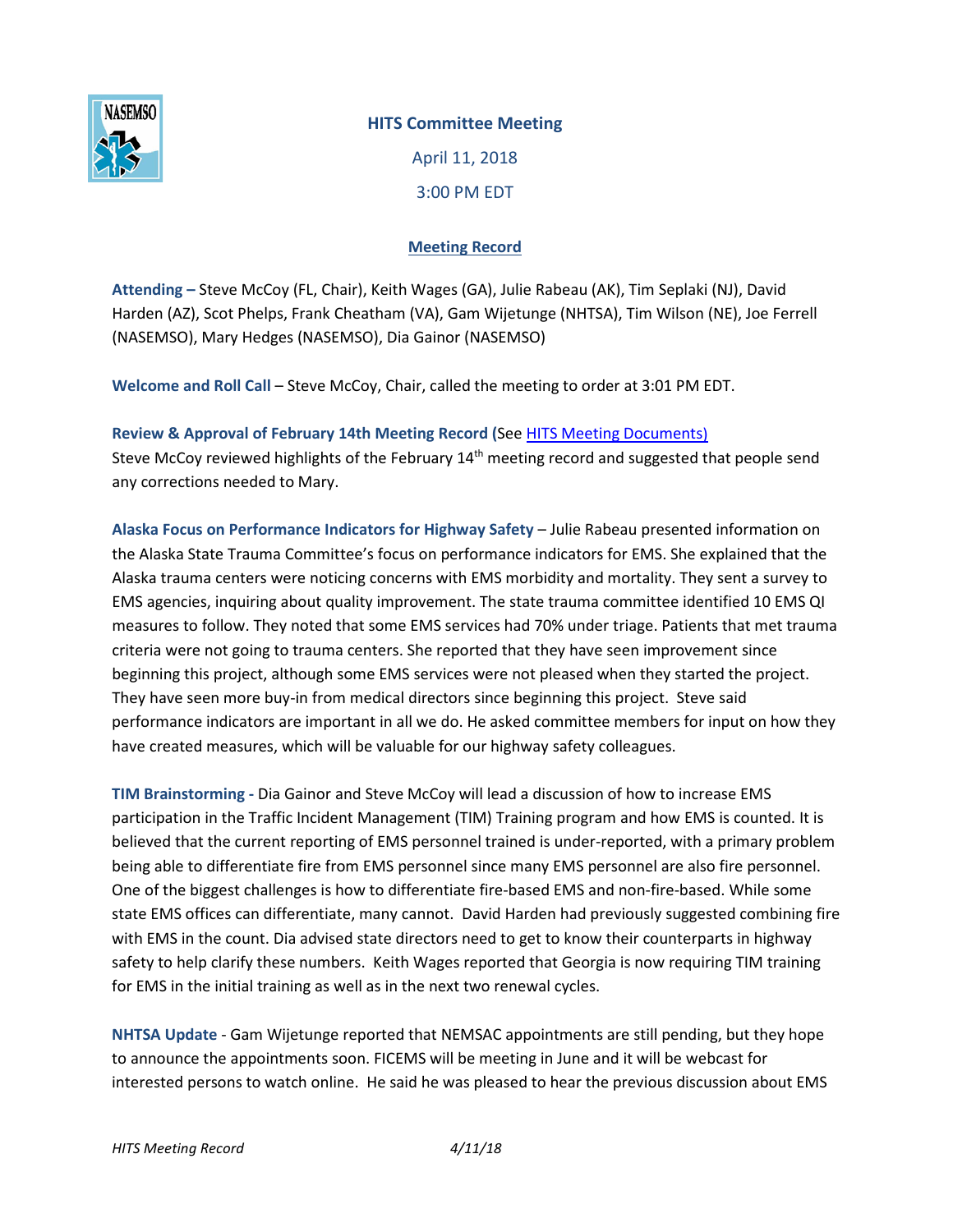# HITS Committee Meeting

April 11, 2018

3:00 PM EDT

## Meeting Record

**Attending –** Steve McCoy (FL, Chair), Keith Wages (GA), Julie Rabeau (AK), Tim Seplaki (NJ), David Harden (AZ), Scot Phelps, Frank Cheatham (VA), Gam Wijetunge (NHTSA), Tim Wilson (NE), Joe Ferrell (NASEMSO), Mary Hedges (NASEMSO), Dia Gainor (NASEMSO)

**Welcome and Roll Call** – Steve McCoy, Chair, called the meeting to order at 3:01 PM EDT.

**Review & Approval of February 14th Meeting Record (**See [HITS Meeting Documents)](HITS Meeting Documents)
Steve McCoy reviewed highlights of the February 14th meeting record and suggested that people send any corrections needed to Mary.

**Alaska Focus on Performance Indicators for Highway Safety** – Julie Rabeau presented information on the Alaska State Trauma Committee's focus on performance indicators for EMS. She explained that the Alaska trauma centers were noticing concerns with EMS morbidity and mortality. They sent a survey to EMS agencies, inquiring about quality improvement. The state trauma committee identified 10 EMS QI measures to follow. They noted that some EMS services had 70% under triage. Patients that met trauma criteria were not going to trauma centers. She reported that they have seen improvement since beginning this project, although some EMS services were not pleased when they started the project. They have seen more buy-in from medical directors since beginning this project. Steve said performance indicators are important in all we do. He asked committee members for input on how they have created measures, which will be valuable for our highway safety colleagues.

**TIM Brainstorming -** Dia Gainor and Steve McCoy will lead a discussion of how to increase EMS participation in the Traffic Incident Management (TIM) Training program and how EMS is counted. It is believed that the current reporting of EMS personnel trained is under-reported, with a primary problem being able to differentiate fire from EMS personnel since many EMS personnel are also fire personnel. One of the biggest challenges is how to differentiate fire-based EMS and non-fire-based. While some state EMS offices can differentiate, many cannot. David Harden had previously suggested combining fire with EMS in the count. Dia advised state directors need to get to know their counterparts in highway safety to help clarify these numbers. Keith Wages reported that Georgia is now requiring TIM training for EMS in the initial training as well as in the next two renewal cycles.

**NHTSA Update** - Gam Wijetunge reported that NEMSAC appointments are still pending, but they hope to announce the appointments soon. FICEMS will be meeting in June and it will be webcast for interested persons to watch online. He said he was pleased to hear the previous discussion about EMS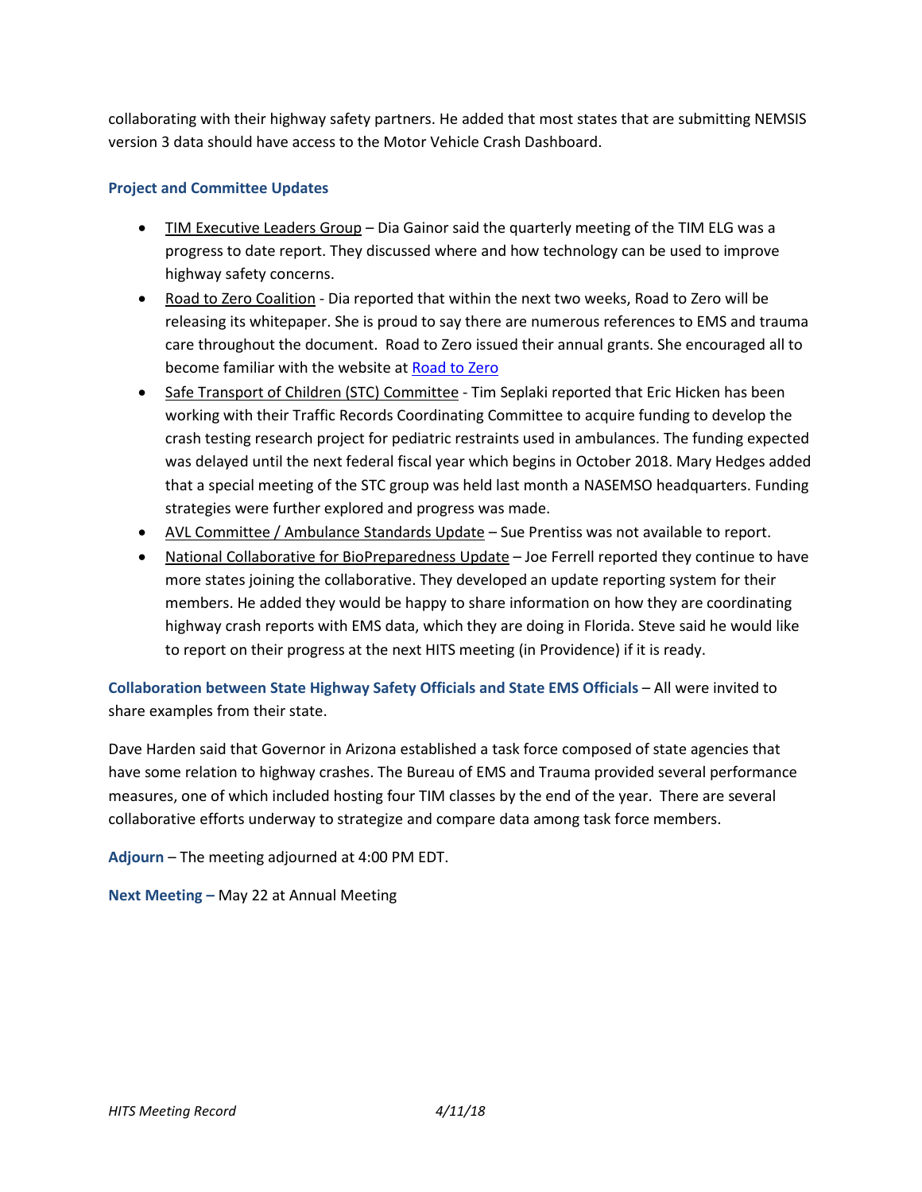collaborating with their highway safety partners. He added that most states that are submitting NEMSIS version 3 data should have access to the Motor Vehicle Crash Dashboard.

**Project and Committee Updates**

- TIM Executive Leaders Group – Dia Gainor said the quarterly meeting of the TIM ELG was a progress to date report. They discussed where and how technology can be used to improve highway safety concerns.
- Road to Zero Coalition - Dia reported that within the next two weeks, Road to Zero will be releasing its whitepaper. She is proud to say there are numerous references to EMS and trauma care throughout the document. Road to Zero issued their annual grants. She encouraged all to become familiar with the website at [Road to Zero]
- Safe Transport of Children (STC) Committee - Tim Seplaki reported that Eric Hicken has been working with their Traffic Records Coordinating Committee to acquire funding to develop the crash testing research project for pediatric restraints used in ambulances. The funding expected was delayed until the next federal fiscal year which begins in October 2018. Mary Hedges added that a special meeting of the STC group was held last month a NASEMSO headquarters. Funding strategies were further explored and progress was made.
- AVL Committee / Ambulance Standards Update – Sue Prentiss was not available to report.
- National Collaborative for BioPreparedness Update – Joe Ferrell reported they continue to have more states joining the collaborative. They developed an update reporting system for their members. He added they would be happy to share information on how they are coordinating highway crash reports with EMS data, which they are doing in Florida. Steve said he would like to report on their progress at the next HITS meeting (in Providence) if it is ready.

**Collaboration between State Highway Safety Officials and State EMS Officials** – All were invited to share examples from their state.

Dave Harden said that Governor in Arizona established a task force composed of state agencies that have some relation to highway crashes. The Bureau of EMS and Trauma provided several performance measures, one of which included hosting four TIM classes by the end of the year. There are several collaborative efforts underway to strategize and compare data among task force members.

**Adjourn** – The meeting adjourned at 4:00 PM EDT.

**Next Meeting –** May 22 at Annual Meeting